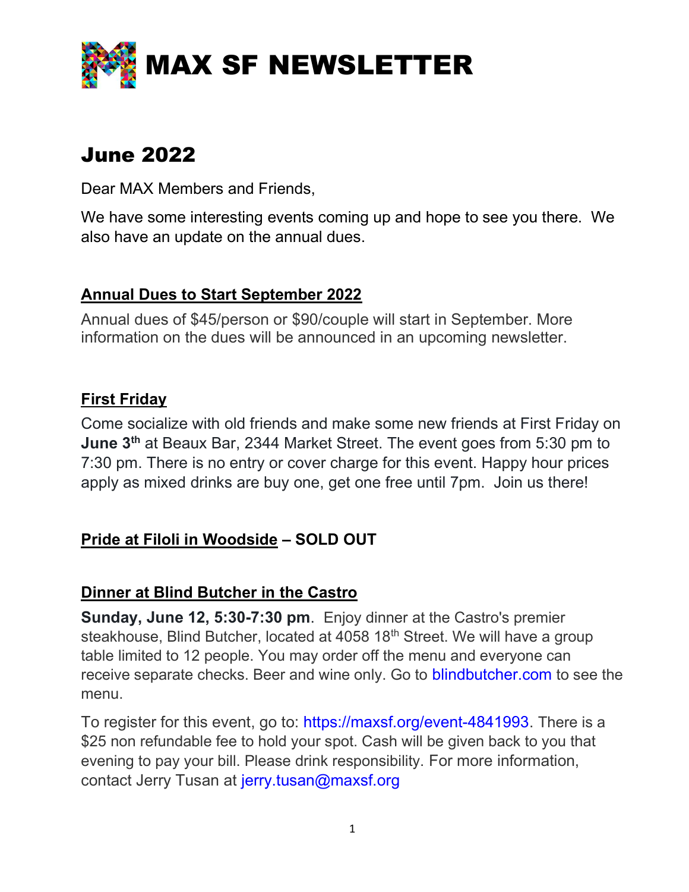# MAX SF NEWSLETTER

## June 2022

Dear MAX Members and Friends,

We have some interesting events coming up and hope to see you there. We also have an update on the annual dues.

### Annual Dues to Start September 2022

Annual dues of $45/person or $90/couple will start in September. More information on the dues will be announced in an upcoming newsletter.

### First Friday

Come socialize with old friends and make some new friends at First Friday on **June 3th** at Beaux Bar, 2344 Market Street. The event goes from 5:30 pm to 7:30 pm. There is no entry or cover charge for this event. Happy hour prices apply as mixed drinks are buy one, get one free until 7pm. Join us there!

### Pride at Filoli in Woodside – SOLD OUT

### Dinner at Blind Butcher in the Castro

**Sunday, June 12, 5:30-7:30 pm**. Enjoy dinner at the Castro's premier steakhouse, Blind Butcher, located at 4058 18th Street. We will have a group table limited to 12 people. You may order off the menu and everyone can receive separate checks. Beer and wine only. Go to blindbutcher.com to see the menu.

To register for this event, go to: https://maxsf.org/event-4841993. There is a $25 non refundable fee to hold your spot. Cash will be given back to you that evening to pay your bill. Please drink responsibility. For more information, contact Jerry Tusan at jerry.tusan@maxsf.org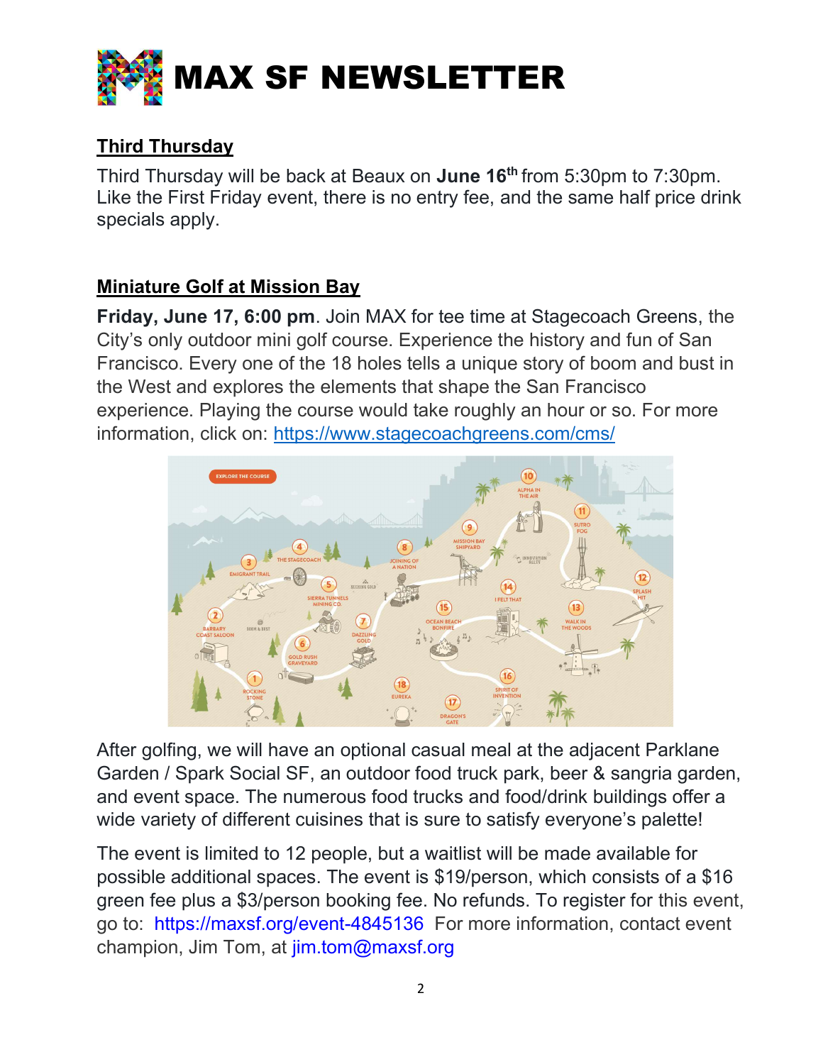# MAX SF NEWSLETTER

## Third Thursday

Third Thursday will be back at Beaux on **June 16th** from 5:30pm to 7:30pm. Like the First Friday event, there is no entry fee, and the same half price drink specials apply.

## Miniature Golf at Mission Bay

**Friday, June 17, 6:00 pm**. Join MAX for tee time at Stagecoach Greens, the City's only outdoor mini golf course. Experience the history and fun of San Francisco. Every one of the 18 holes tells a unique story of boom and bust in the West and explores the elements that shape the San Francisco experience. Playing the course would take roughly an hour or so. For more information, click on: https://www.stagecoachgreens.com/cms/

After golfing, we will have an optional casual meal at the adjacent Parklane Garden / Spark Social SF, an outdoor food truck park, beer & sangria garden, and event space. The numerous food trucks and food/drink buildings offer a wide variety of different cuisines that is sure to satisfy everyone's palette!

The event is limited to 12 people, but a waitlist will be made available for possible additional spaces. The event is $19/person, which consists of a $16 green fee plus a $3/person booking fee. No refunds. To register for this event, go to: https://maxsf.org/event-4845136 For more information, contact event champion, Jim Tom, at jim.tom@maxsf.org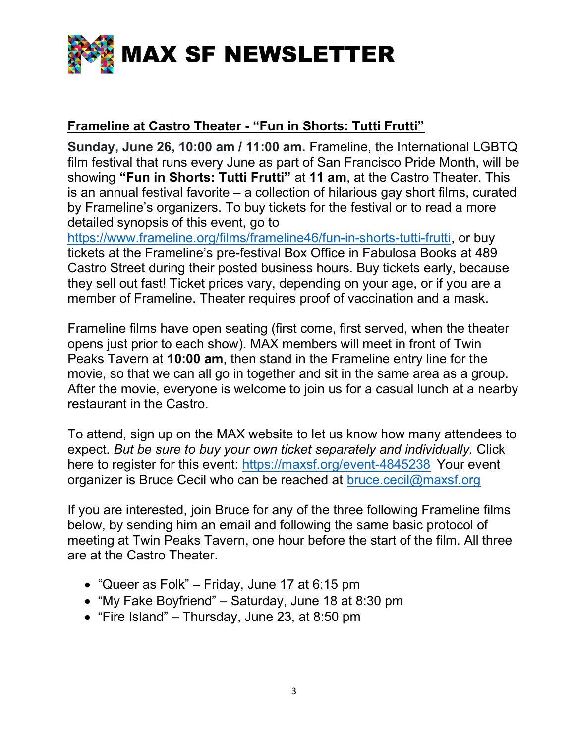# MAX SF NEWSLETTER

## Frameline at Castro Theater - "Fun in Shorts: Tutti Frutti"

**Sunday, June 26, 10:00 am / 11:00 am.** Frameline, the International LGBTQ film festival that runs every June as part of San Francisco Pride Month, will be showing **"Fun in Shorts: Tutti Frutti"** at **11 am**, at the Castro Theater. This is an annual festival favorite – a collection of hilarious gay short films, curated by Frameline's organizers. To buy tickets for the festival or to read a more detailed synopsis of this event, go to https://www.frameline.org/films/frameline46/fun-in-shorts-tutti-frutti, or buy tickets at the Frameline's pre-festival Box Office in Fabulosa Books at 489 Castro Street during their posted business hours. Buy tickets early, because they sell out fast! Ticket prices vary, depending on your age, or if you are a member of Frameline. Theater requires proof of vaccination and a mask.

Frameline films have open seating (first come, first served, when the theater opens just prior to each show). MAX members will meet in front of Twin Peaks Tavern at **10:00 am**, then stand in the Frameline entry line for the movie, so that we can all go in together and sit in the same area as a group. After the movie, everyone is welcome to join us for a casual lunch at a nearby restaurant in the Castro.

To attend, sign up on the MAX website to let us know how many attendees to expect. *But be sure to buy your own ticket separately and individually.* Click here to register for this event: https://maxsf.org/event-4845238 Your event organizer is Bruce Cecil who can be reached at bruce.cecil@maxsf.org

If you are interested, join Bruce for any of the three following Frameline films below, by sending him an email and following the same basic protocol of meeting at Twin Peaks Tavern, one hour before the start of the film. All three are at the Castro Theater.

- "Queer as Folk" – Friday, June 17 at 6:15 pm
- "My Fake Boyfriend" – Saturday, June 18 at 8:30 pm
- "Fire Island" – Thursday, June 23, at 8:50 pm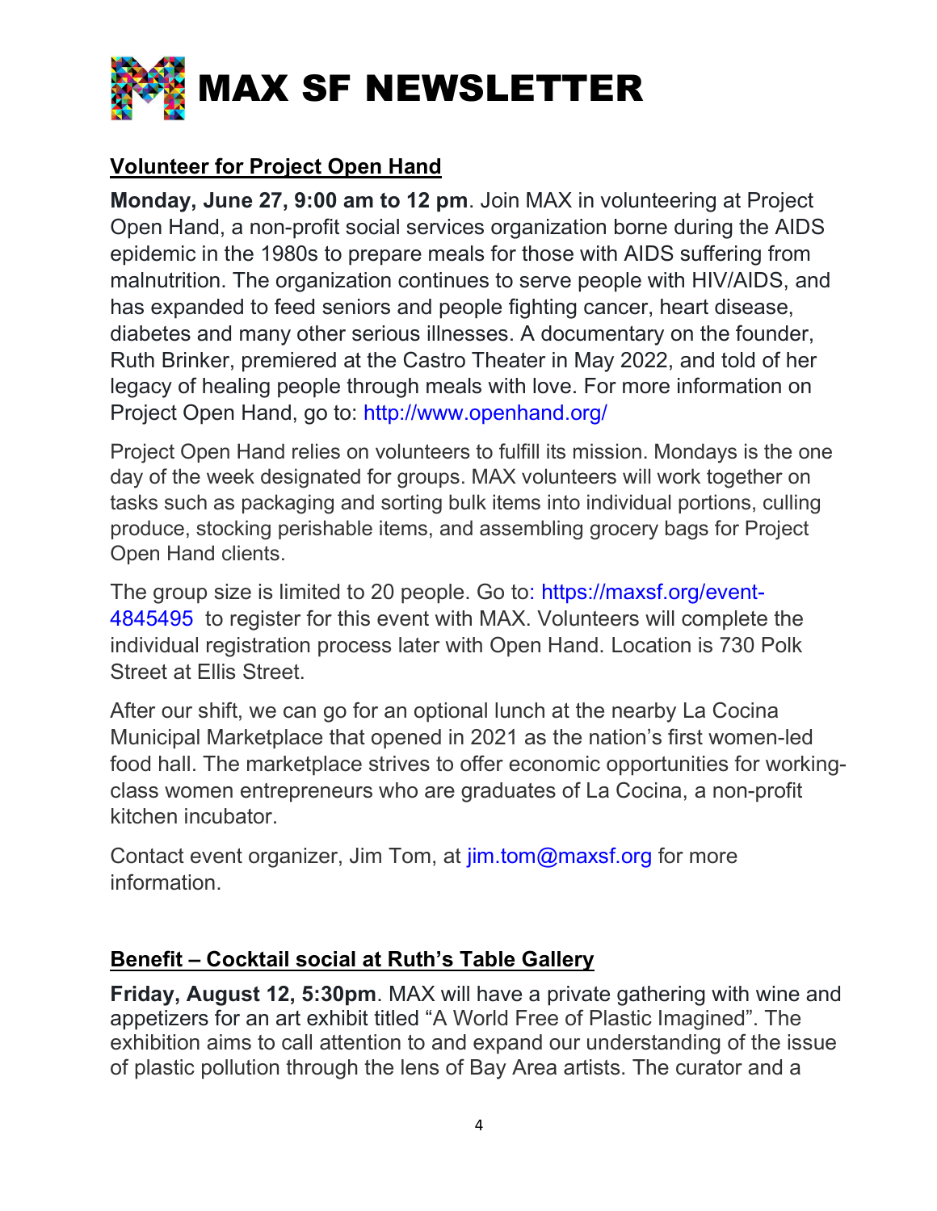# MAX SF NEWSLETTER

## Volunteer for Project Open Hand

**Monday, June 27, 9:00 am to 12 pm**. Join MAX in volunteering at Project Open Hand, a non-profit social services organization borne during the AIDS epidemic in the 1980s to prepare meals for those with AIDS suffering from malnutrition. The organization continues to serve people with HIV/AIDS, and has expanded to feed seniors and people fighting cancer, heart disease, diabetes and many other serious illnesses. A documentary on the founder, Ruth Brinker, premiered at the Castro Theater in May 2022, and told of her legacy of healing people through meals with love. For more information on Project Open Hand, go to: http://www.openhand.org/

Project Open Hand relies on volunteers to fulfill its mission. Mondays is the one day of the week designated for groups. MAX volunteers will work together on tasks such as packaging and sorting bulk items into individual portions, culling produce, stocking perishable items, and assembling grocery bags for Project Open Hand clients.

The group size is limited to 20 people. Go to: https://maxsf.org/event-4845495 to register for this event with MAX. Volunteers will complete the individual registration process later with Open Hand. Location is 730 Polk Street at Ellis Street.

After our shift, we can go for an optional lunch at the nearby La Cocina Municipal Marketplace that opened in 2021 as the nation's first women-led food hall. The marketplace strives to offer economic opportunities for working-class women entrepreneurs who are graduates of La Cocina, a non-profit kitchen incubator.

Contact event organizer, Jim Tom, at jim.tom@maxsf.org for more information.

## Benefit – Cocktail social at Ruth's Table Gallery

**Friday, August 12, 5:30pm**. MAX will have a private gathering with wine and appetizers for an art exhibit titled "A World Free of Plastic Imagined". The exhibition aims to call attention to and expand our understanding of the issue of plastic pollution through the lens of Bay Area artists. The curator and a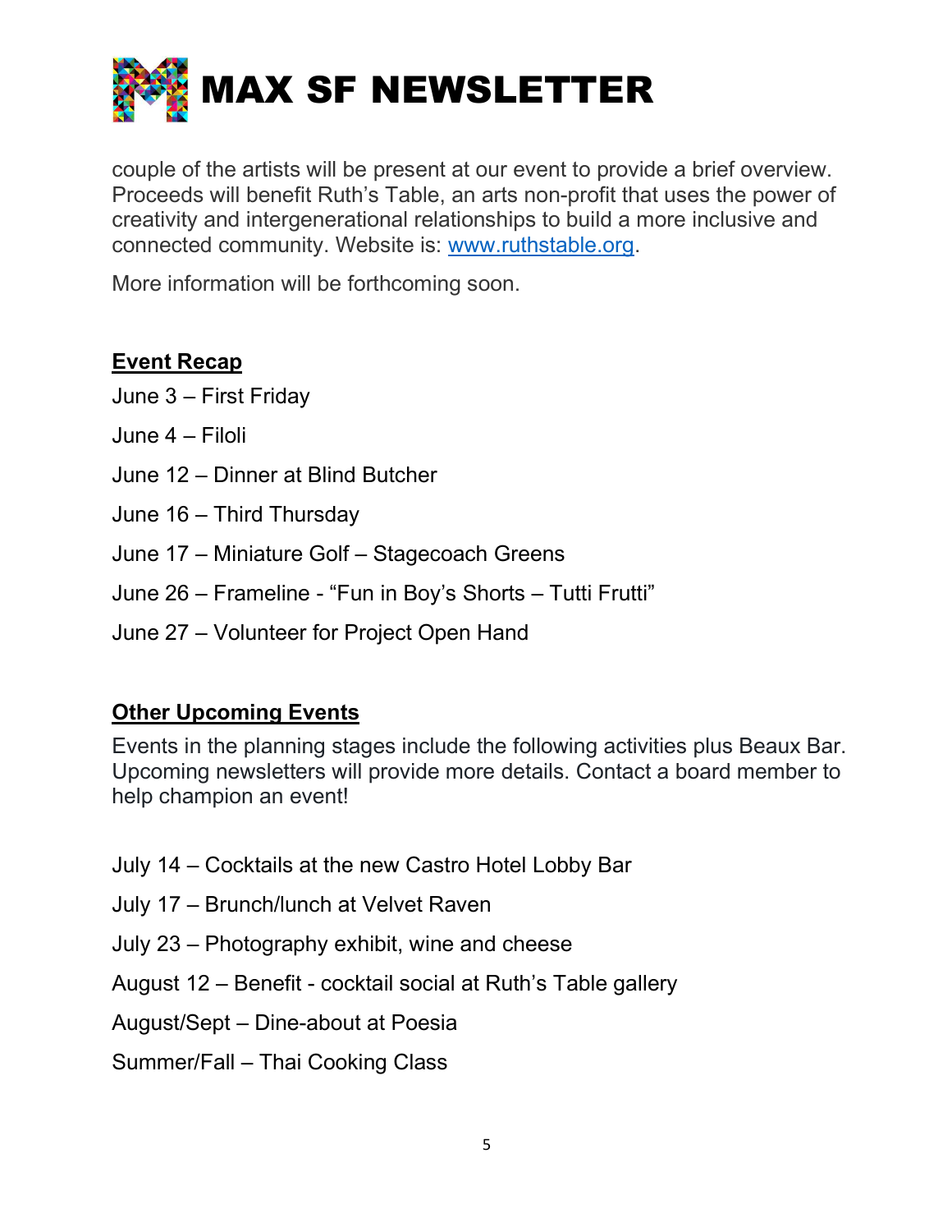couple of the artists will be present at our event to provide a brief overview. Proceeds will benefit Ruth's Table, an arts non-profit that uses the power of creativity and intergenerational relationships to build a more inclusive and connected community. Website is: [www.ruthstable.org](http://www.ruthstable.org).

More information will be forthcoming soon.

## **Event Recap**

June 3 – First Friday

June 4 – Filoli

June 12 – Dinner at Blind Butcher

June 16 – Third Thursday

June 17 – Miniature Golf – Stagecoach Greens

June 26 – Frameline - "Fun in Boy's Shorts – Tutti Frutti"

June 27 – Volunteer for Project Open Hand

## **Other Upcoming Events**

Events in the planning stages include the following activities plus Beaux Bar. Upcoming newsletters will provide more details. Contact a board member to help champion an event!

July 14 – Cocktails at the new Castro Hotel Lobby Bar

July 17 – Brunch/lunch at Velvet Raven

July 23 – Photography exhibit, wine and cheese

August 12 – Benefit - cocktail social at Ruth's Table gallery

August/Sept – Dine-about at Poesia

Summer/Fall – Thai Cooking Class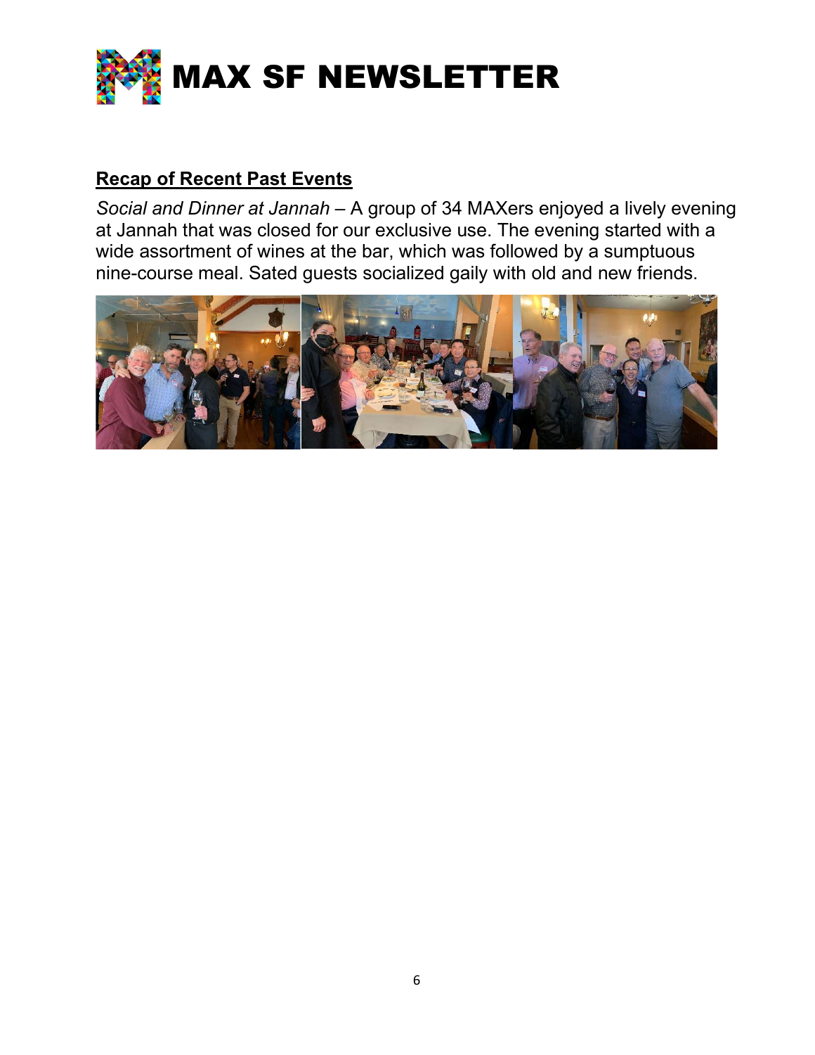# MAX SF NEWSLETTER

## Recap of Recent Past Events

*Social and Dinner at Jannah* – A group of 34 MAXers enjoyed a lively evening at Jannah that was closed for our exclusive use. The evening started with a wide assortment of wines at the bar, which was followed by a sumptuous nine-course meal. Sated guests socialized gaily with old and new friends.